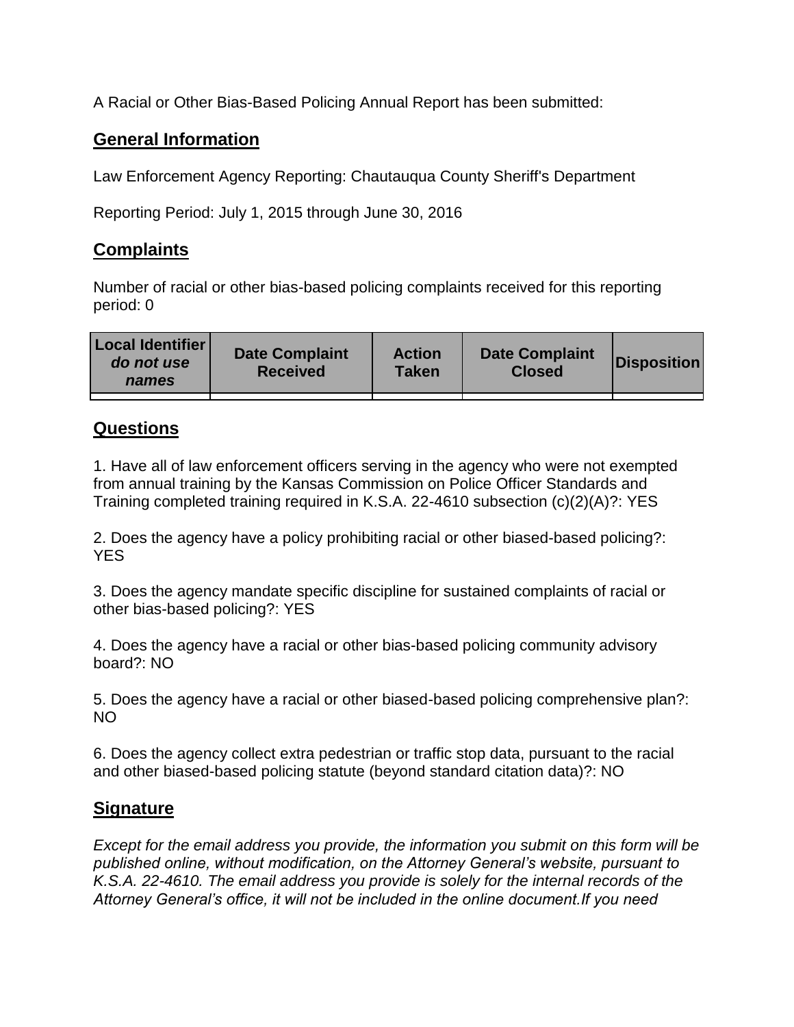A Racial or Other Bias-Based Policing Annual Report has been submitted:

## General Information

Law Enforcement Agency Reporting: Chautauqua County Sheriff's Department

Reporting Period: July 1, 2015 through June 30, 2016

## Complaints

Number of racial or other bias-based policing complaints received for this reporting period: 0

| **Local Identifier** ***do not use names*** | **Date Complaint Received** | **Action Taken** | **Date Complaint Closed** | **Disposition** |
|---|---|---|---|---|
| | | | | |

## Questions

1. Have all of law enforcement officers serving in the agency who were not exempted from annual training by the Kansas Commission on Police Officer Standards and Training completed training required in K.S.A. 22-4610 subsection (c)(2)(A)?: YES

2. Does the agency have a policy prohibiting racial or other biased-based policing?: YES

3. Does the agency mandate specific discipline for sustained complaints of racial or other bias-based policing?: YES

4. Does the agency have a racial or other bias-based policing community advisory board?: NO

5. Does the agency have a racial or other biased-based policing comprehensive plan?: NO

6. Does the agency collect extra pedestrian or traffic stop data, pursuant to the racial and other biased-based policing statute (beyond standard citation data)?: NO

## Signature

*Except for the email address you provide, the information you submit on this form will be published online, without modification, on the Attorney General's website, pursuant to K.S.A. 22-4610. The email address you provide is solely for the internal records of the Attorney General's office, it will not be included in the online document.If you need*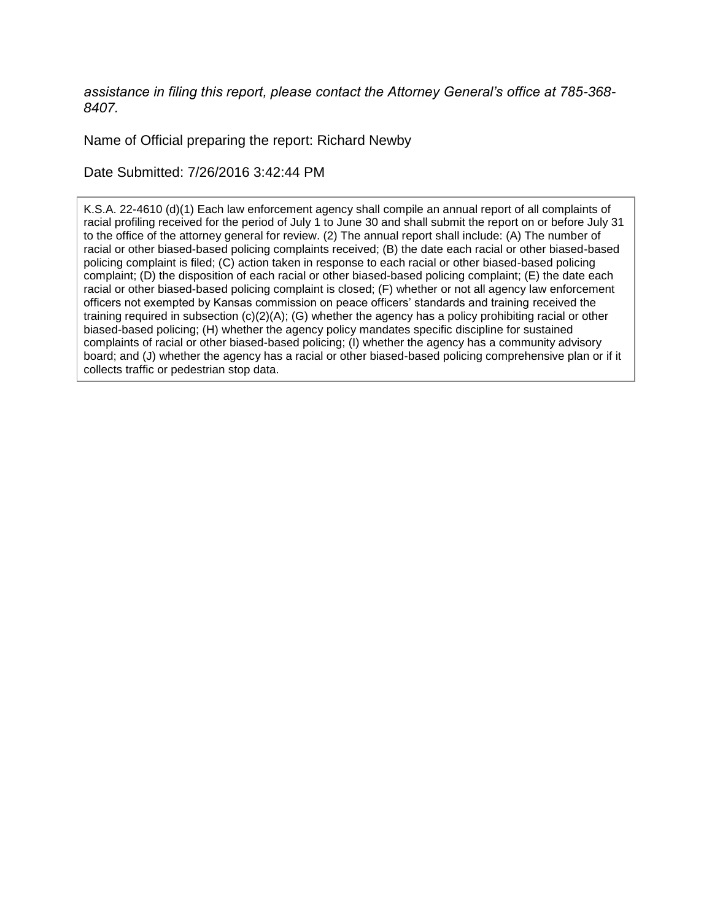*assistance in filing this report, please contact the Attorney General's office at 785-368-8407.*

Name of Official preparing the report: Richard Newby

Date Submitted: 7/26/2016 3:42:44 PM

K.S.A. 22-4610 (d)(1) Each law enforcement agency shall compile an annual report of all complaints of racial profiling received for the period of July 1 to June 30 and shall submit the report on or before July 31 to the office of the attorney general for review. (2) The annual report shall include: (A) The number of racial or other biased-based policing complaints received; (B) the date each racial or other biased-based policing complaint is filed; (C) action taken in response to each racial or other biased-based policing complaint; (D) the disposition of each racial or other biased-based policing complaint; (E) the date each racial or other biased-based policing complaint is closed; (F) whether or not all agency law enforcement officers not exempted by Kansas commission on peace officers' standards and training received the training required in subsection (c)(2)(A); (G) whether the agency has a policy prohibiting racial or other biased-based policing; (H) whether the agency policy mandates specific discipline for sustained complaints of racial or other biased-based policing; (I) whether the agency has a community advisory board; and (J) whether the agency has a racial or other biased-based policing comprehensive plan or if it collects traffic or pedestrian stop data.